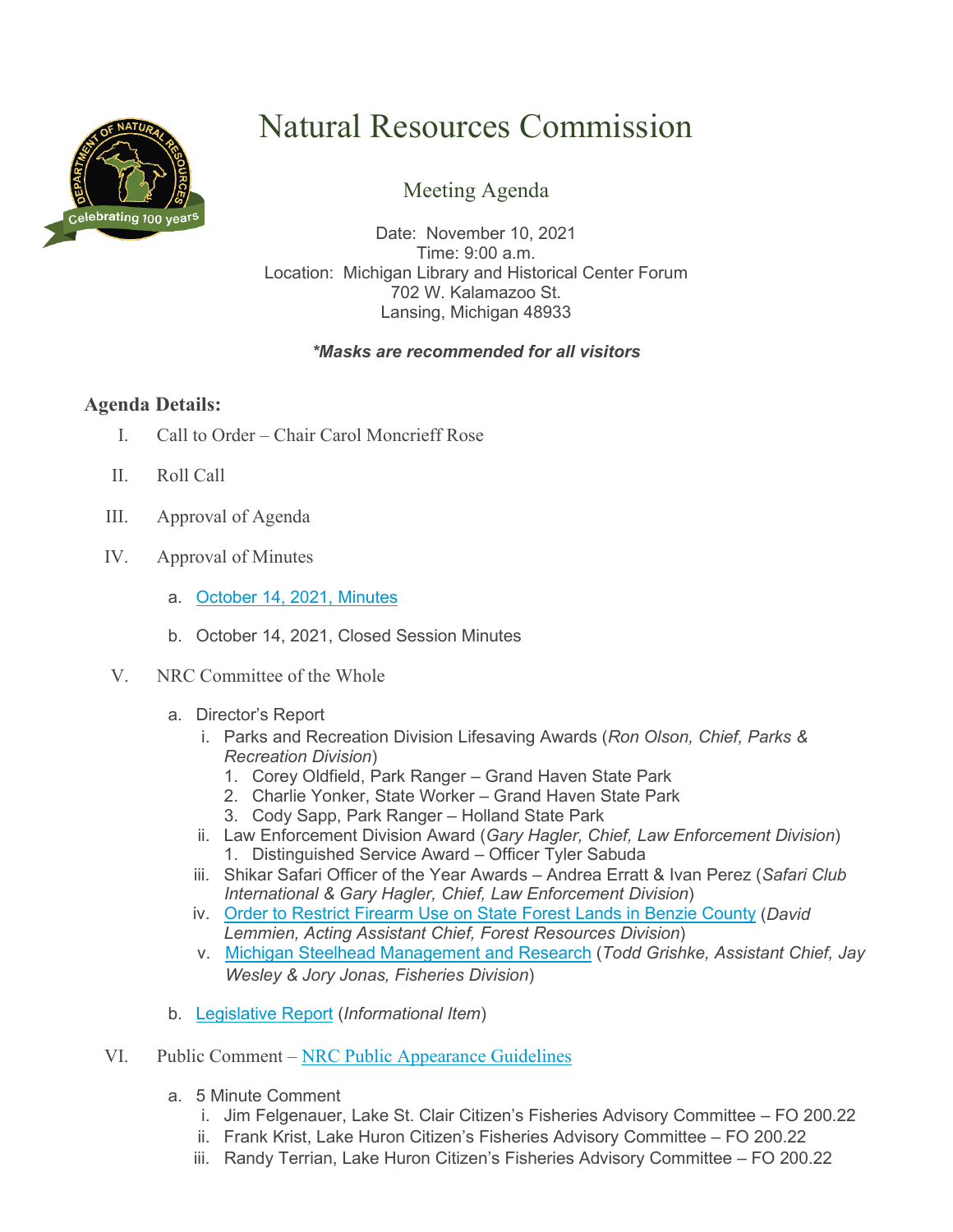# Natural Resources Commission

## Meeting Agenda

Date: November 10, 2021
Time: 9:00 a.m.
Location: Michigan Library and Historical Center Forum
702 W. Kalamazoo St.
Lansing, Michigan 48933

***Masks are recommended for all visitors***

### Agenda Details:

I. Call to Order – Chair Carol Moncrieff Rose

II. Roll Call

III. Approval of Agenda

IV. Approval of Minutes

- a. October 14, 2021, Minutes
- b. October 14, 2021, Closed Session Minutes

V. NRC Committee of the Whole

- a. Director's Report
  - i. Parks and Recreation Division Lifesaving Awards (*Ron Olson, Chief, Parks & Recreation Division*)
    1. Corey Oldfield, Park Ranger – Grand Haven State Park
    2. Charlie Yonker, State Worker – Grand Haven State Park
    3. Cody Sapp, Park Ranger – Holland State Park
  - ii. Law Enforcement Division Award (*Gary Hagler, Chief, Law Enforcement Division*)
    1. Distinguished Service Award – Officer Tyler Sabuda
  - iii. Shikar Safari Officer of the Year Awards – Andrea Erratt & Ivan Perez (*Safari Club International & Gary Hagler, Chief, Law Enforcement Division*)
  - iv. Order to Restrict Firearm Use on State Forest Lands in Benzie County (*David Lemmien, Acting Assistant Chief, Forest Resources Division*)
  - v. Michigan Steelhead Management and Research (*Todd Grishke, Assistant Chief, Jay Wesley & Jory Jonas, Fisheries Division*)
- b. Legislative Report (*Informational Item*)

VI. Public Comment – NRC Public Appearance Guidelines

- a. 5 Minute Comment
  - i. Jim Felgenauer, Lake St. Clair Citizen's Fisheries Advisory Committee – FO 200.22
  - ii. Frank Krist, Lake Huron Citizen's Fisheries Advisory Committee – FO 200.22
  - iii. Randy Terrian, Lake Huron Citizen's Fisheries Advisory Committee – FO 200.22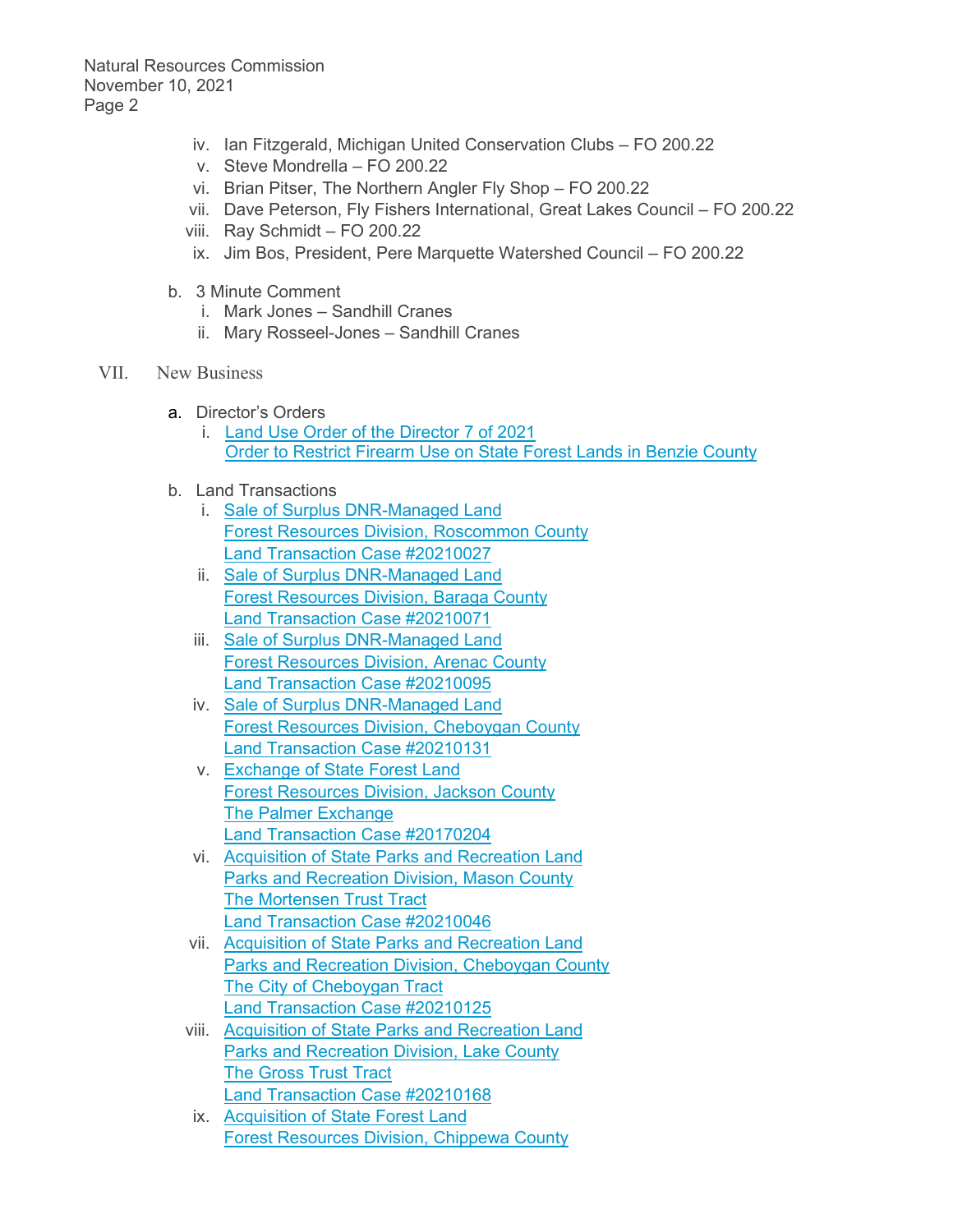iv. Ian Fitzgerald, Michigan United Conservation Clubs – FO 200.22
v. Steve Mondrella – FO 200.22
vi. Brian Pitser, The Northern Angler Fly Shop – FO 200.22
vii. Dave Peterson, Fly Fishers International, Great Lakes Council – FO 200.22
viii. Ray Schmidt – FO 200.22
ix. Jim Bos, President, Pere Marquette Watershed Council – FO 200.22

b. 3 Minute Comment
   i. Mark Jones – Sandhill Cranes
   ii. Mary Rosseel-Jones – Sandhill Cranes

VII. New Business

a. Director's Orders
   i. Land Use Order of the Director 7 of 2021
   Order to Restrict Firearm Use on State Forest Lands in Benzie County

b. Land Transactions
   i. Sale of Surplus DNR-Managed Land
   Forest Resources Division, Roscommon County
   Land Transaction Case #20210027
   ii. Sale of Surplus DNR-Managed Land
   Forest Resources Division, Baraga County
   Land Transaction Case #20210071
   iii. Sale of Surplus DNR-Managed Land
   Forest Resources Division, Arenac County
   Land Transaction Case #20210095
   iv. Sale of Surplus DNR-Managed Land
   Forest Resources Division, Cheboygan County
   Land Transaction Case #20210131
   v. Exchange of State Forest Land
   Forest Resources Division, Jackson County
   The Palmer Exchange
   Land Transaction Case #20170204
   vi. Acquisition of State Parks and Recreation Land
   Parks and Recreation Division, Mason County
   The Mortensen Trust Tract
   Land Transaction Case #20210046
   vii. Acquisition of State Parks and Recreation Land
   Parks and Recreation Division, Cheboygan County
   The City of Cheboygan Tract
   Land Transaction Case #20210125
   viii. Acquisition of State Parks and Recreation Land
   Parks and Recreation Division, Lake County
   The Gross Trust Tract
   Land Transaction Case #20210168
   ix. Acquisition of State Forest Land
   Forest Resources Division, Chippewa County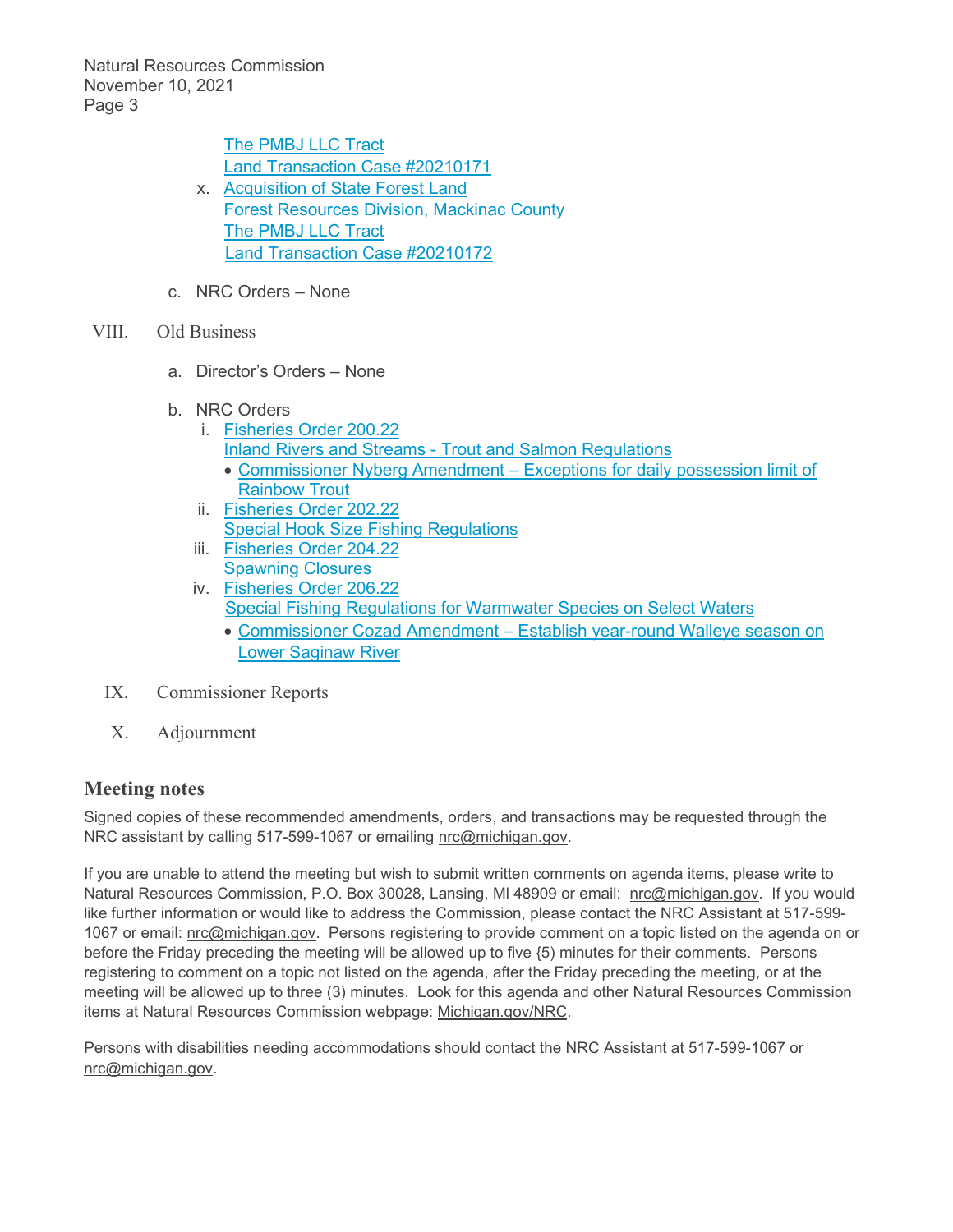The PMBJ LLC Tract
Land Transaction Case #20210171

x. Acquisition of State Forest Land
Forest Resources Division, Mackinac County
The PMBJ LLC Tract
Land Transaction Case #20210172

c. NRC Orders – None

VIII. Old Business

a. Director's Orders – None

b. NRC Orders

i. Fisheries Order 200.22
Inland Rivers and Streams - Trout and Salmon Regulations
   - Commissioner Nyberg Amendment – Exceptions for daily possession limit of Rainbow Trout

ii. Fisheries Order 202.22
Special Hook Size Fishing Regulations

iii. Fisheries Order 204.22
Spawning Closures

iv. Fisheries Order 206.22
Special Fishing Regulations for Warmwater Species on Select Waters
   - Commissioner Cozad Amendment – Establish year-round Walleye season on Lower Saginaw River

IX. Commissioner Reports

X. Adjournment

## Meeting notes

Signed copies of these recommended amendments, orders, and transactions may be requested through the NRC assistant by calling 517-599-1067 or emailing nrc@michigan.gov.

If you are unable to attend the meeting but wish to submit written comments on agenda items, please write to Natural Resources Commission, P.O. Box 30028, Lansing, MI 48909 or email: nrc@michigan.gov. If you would like further information or would like to address the Commission, please contact the NRC Assistant at 517-599-1067 or email: nrc@michigan.gov. Persons registering to provide comment on a topic listed on the agenda on or before the Friday preceding the meeting will be allowed up to five {5) minutes for their comments. Persons registering to comment on a topic not listed on the agenda, after the Friday preceding the meeting, or at the meeting will be allowed up to three (3) minutes. Look for this agenda and other Natural Resources Commission items at Natural Resources Commission webpage: Michigan.gov/NRC.

Persons with disabilities needing accommodations should contact the NRC Assistant at 517-599-1067 or nrc@michigan.gov.